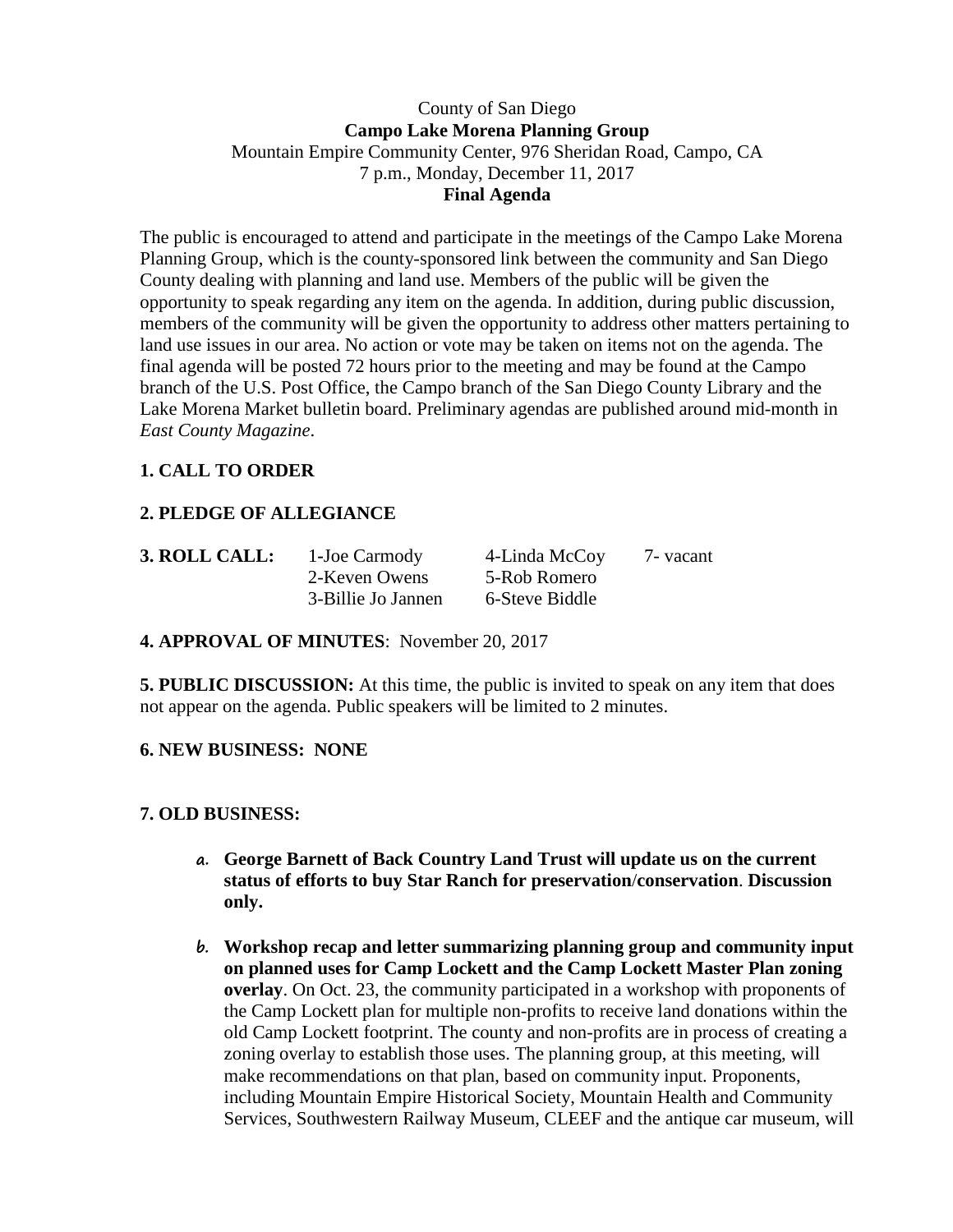County of San Diego

**Campo Lake Morena Planning Group**

Mountain Empire Community Center, 976 Sheridan Road, Campo, CA

7 p.m., Monday, December 11, 2017

**Final Agenda**

The public is encouraged to attend and participate in the meetings of the Campo Lake Morena Planning Group, which is the county-sponsored link between the community and San Diego County dealing with planning and land use. Members of the public will be given the opportunity to speak regarding any item on the agenda. In addition, during public discussion, members of the community will be given the opportunity to address other matters pertaining to land use issues in our area. No action or vote may be taken on items not on the agenda. The final agenda will be posted 72 hours prior to the meeting and may be found at the Campo branch of the U.S. Post Office, the Campo branch of the San Diego County Library and the Lake Morena Market bulletin board. Preliminary agendas are published around mid-month in *East County Magazine*.

**1. CALL TO ORDER**

**2. PLEDGE OF ALLEGIANCE**

| **3. ROLL CALL:** | 1-Joe Carmody | 4-Linda McCoy | 7- vacant |
|---|---|---|---|
| | 2-Keven Owens | 5-Rob Romero | |
| | 3-Billie Jo Jannen | 6-Steve Biddle | |

**4. APPROVAL OF MINUTES**: November 20, 2017

**5. PUBLIC DISCUSSION:** At this time, the public is invited to speak on any item that does not appear on the agenda. Public speakers will be limited to 2 minutes.

**6. NEW BUSINESS: NONE**

**7. OLD BUSINESS:**

a. **George Barnett of Back Country Land Trust will update us on the current status of efforts to buy Star Ranch for preservation/conservation**. **Discussion only.**

b. **Workshop recap and letter summarizing planning group and community input on planned uses for Camp Lockett and the Camp Lockett Master Plan zoning overlay**. On Oct. 23, the community participated in a workshop with proponents of the Camp Lockett plan for multiple non-profits to receive land donations within the old Camp Lockett footprint. The county and non-profits are in process of creating a zoning overlay to establish those uses. The planning group, at this meeting, will make recommendations on that plan, based on community input. Proponents, including Mountain Empire Historical Society, Mountain Health and Community Services, Southwestern Railway Museum, CLEEF and the antique car museum, will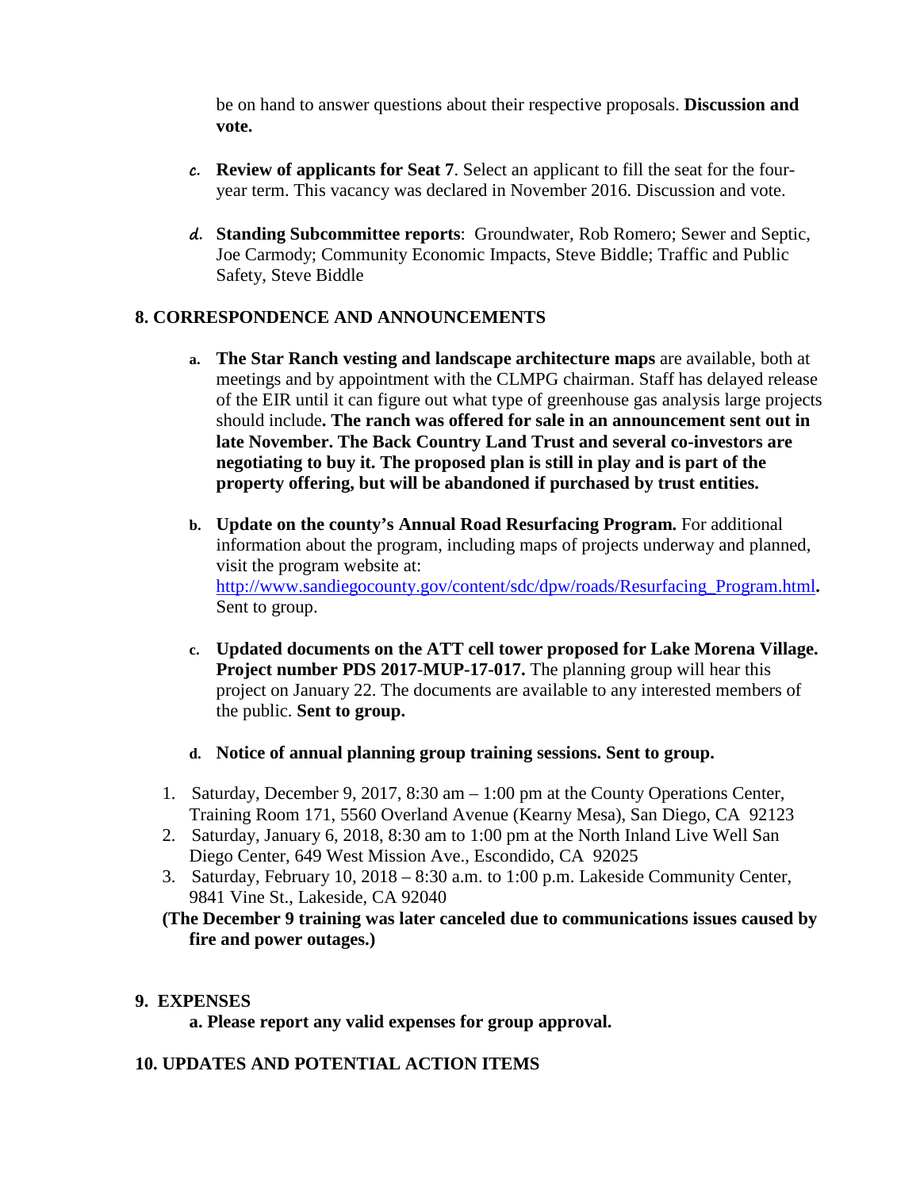be on hand to answer questions about their respective proposals. **Discussion and vote.**

c. **Review of applicants for Seat 7**. Select an applicant to fill the seat for the four-year term. This vacancy was declared in November 2016. Discussion and vote.

d. **Standing Subcommittee reports**: Groundwater, Rob Romero; Sewer and Septic, Joe Carmody; Community Economic Impacts, Steve Biddle; Traffic and Public Safety, Steve Biddle

**8. CORRESPONDENCE AND ANNOUNCEMENTS**

a. **The Star Ranch vesting and landscape architecture maps** are available, both at meetings and by appointment with the CLMPG chairman. Staff has delayed release of the EIR until it can figure out what type of greenhouse gas analysis large projects should include**. The ranch was offered for sale in an announcement sent out in late November. The Back Country Land Trust and several co-investors are negotiating to buy it. The proposed plan is still in play and is part of the property offering, but will be abandoned if purchased by trust entities.**

b. **Update on the county's Annual Road Resurfacing Program.** For additional information about the program, including maps of projects underway and planned, visit the program website at: [http://www.sandiegocounty.gov/content/sdc/dpw/roads/Resurfacing_Program.html](http://www.sandiegocounty.gov/content/sdc/dpw/roads/Resurfacing_Program.html)**.** Sent to group.

c. **Updated documents on the ATT cell tower proposed for Lake Morena Village. Project number PDS 2017-MUP-17-017.** The planning group will hear this project on January 22. The documents are available to any interested members of the public. **Sent to group.**

d. **Notice of annual planning group training sessions. Sent to group.**

1. Saturday, December 9, 2017, 8:30 am – 1:00 pm at the County Operations Center, Training Room 171, 5560 Overland Avenue (Kearny Mesa), San Diego, CA 92123
2. Saturday, January 6, 2018, 8:30 am to 1:00 pm at the North Inland Live Well San Diego Center, 649 West Mission Ave., Escondido, CA 92025
3. Saturday, February 10, 2018 – 8:30 a.m. to 1:00 p.m. Lakeside Community Center, 9841 Vine St., Lakeside, CA 92040

**(The December 9 training was later canceled due to communications issues caused by fire and power outages.)**

**9. EXPENSES**

**a. Please report any valid expenses for group approval.**

**10. UPDATES AND POTENTIAL ACTION ITEMS**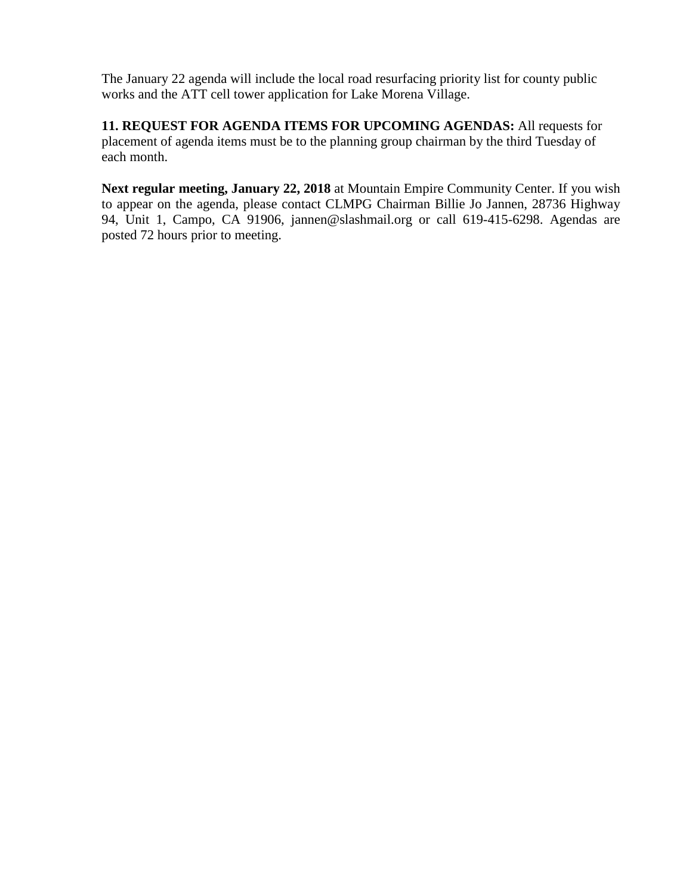The January 22 agenda will include the local road resurfacing priority list for county public works and the ATT cell tower application for Lake Morena Village.

**11. REQUEST FOR AGENDA ITEMS FOR UPCOMING AGENDAS:** All requests for placement of agenda items must be to the planning group chairman by the third Tuesday of each month.

**Next regular meeting, January 22, 2018** at Mountain Empire Community Center. If you wish to appear on the agenda, please contact CLMPG Chairman Billie Jo Jannen, 28736 Highway 94, Unit 1, Campo, CA 91906, jannen@slashmail.org or call 619-415-6298. Agendas are posted 72 hours prior to meeting.